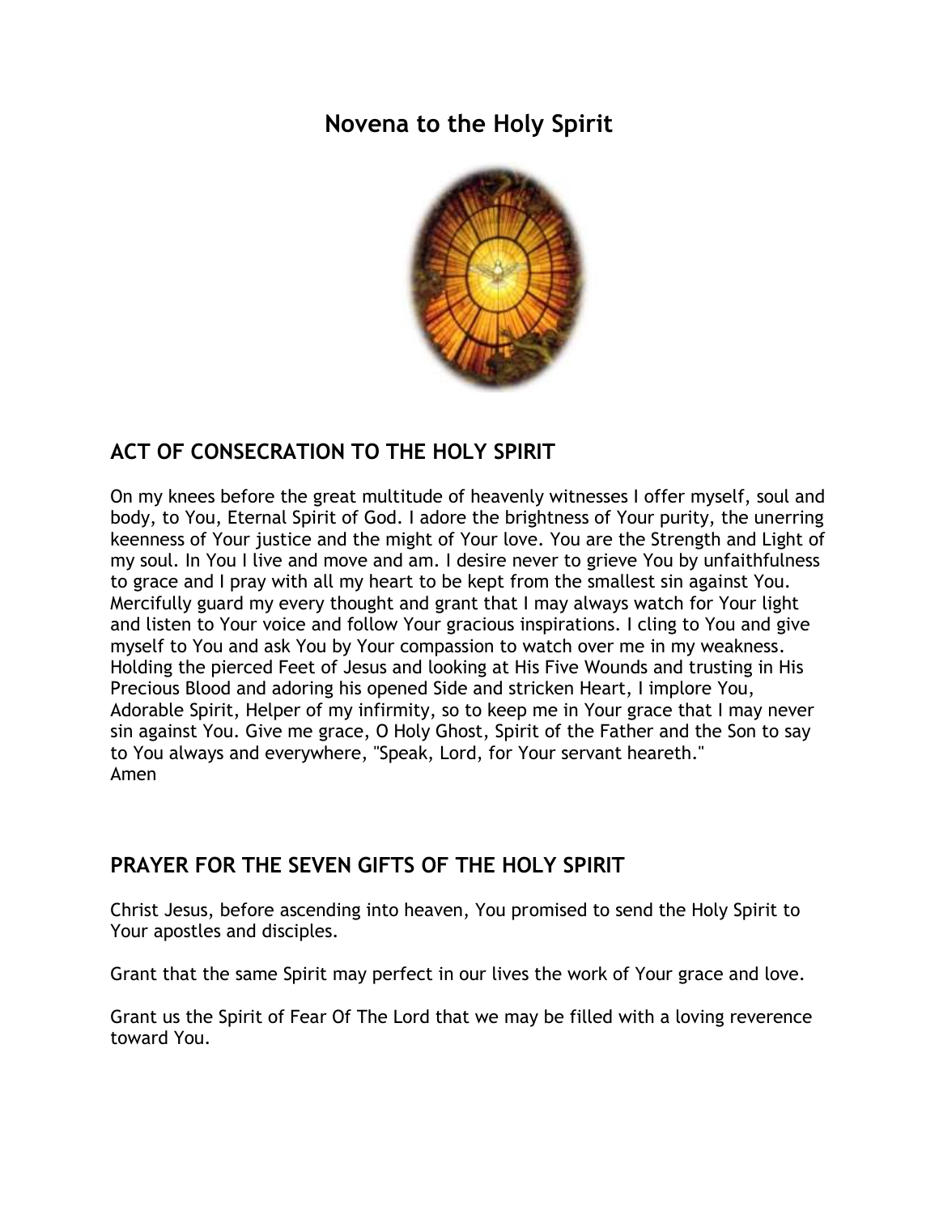# Novena to the Holy Spirit

## ACT OF CONSECRATION TO THE HOLY SPIRIT

On my knees before the great multitude of heavenly witnesses I offer myself, soul and body, to You, Eternal Spirit of God. I adore the brightness of Your purity, the unerring keenness of Your justice and the might of Your love. You are the Strength and Light of my soul. In You I live and move and am. I desire never to grieve You by unfaithfulness to grace and I pray with all my heart to be kept from the smallest sin against You. Mercifully guard my every thought and grant that I may always watch for Your light and listen to Your voice and follow Your gracious inspirations. I cling to You and give myself to You and ask You by Your compassion to watch over me in my weakness. Holding the pierced Feet of Jesus and looking at His Five Wounds and trusting in His Precious Blood and adoring his opened Side and stricken Heart, I implore You, Adorable Spirit, Helper of my infirmity, so to keep me in Your grace that I may never sin against You. Give me grace, O Holy Ghost, Spirit of the Father and the Son to say to You always and everywhere, "Speak, Lord, for Your servant heareth."
Amen

## PRAYER FOR THE SEVEN GIFTS OF THE HOLY SPIRIT

Christ Jesus, before ascending into heaven, You promised to send the Holy Spirit to Your apostles and disciples.

Grant that the same Spirit may perfect in our lives the work of Your grace and love.

Grant us the Spirit of Fear Of The Lord that we may be filled with a loving reverence toward You.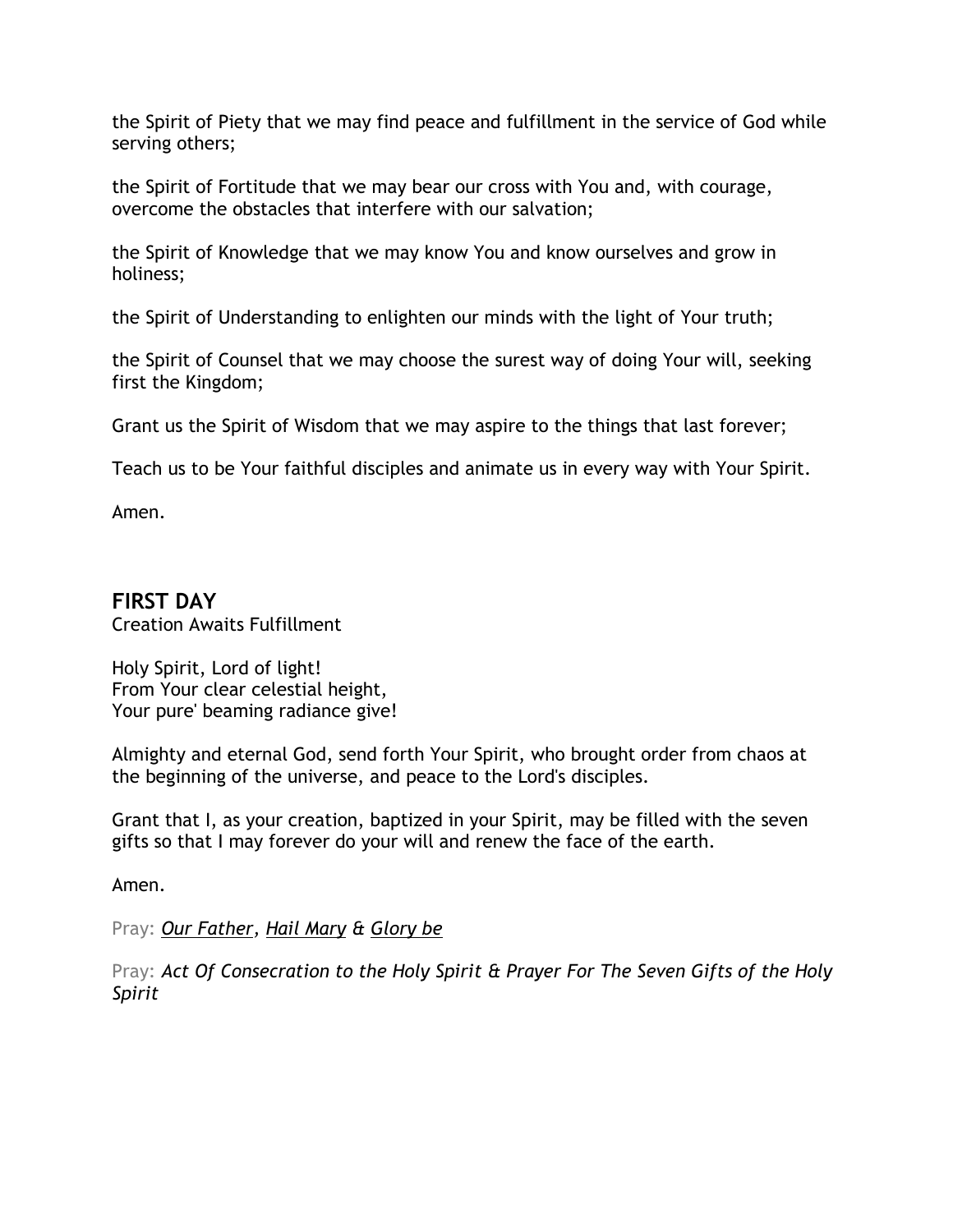the Spirit of Piety that we may find peace and fulfillment in the service of God while serving others;

the Spirit of Fortitude that we may bear our cross with You and, with courage, overcome the obstacles that interfere with our salvation;

the Spirit of Knowledge that we may know You and know ourselves and grow in holiness;

the Spirit of Understanding to enlighten our minds with the light of Your truth;

the Spirit of Counsel that we may choose the surest way of doing Your will, seeking first the Kingdom;

Grant us the Spirit of Wisdom that we may aspire to the things that last forever;

Teach us to be Your faithful disciples and animate us in every way with Your Spirit.

Amen.

## FIRST DAY

Creation Awaits Fulfillment

Holy Spirit, Lord of light!
From Your clear celestial height,
Your pure' beaming radiance give!

Almighty and eternal God, send forth Your Spirit, who brought order from chaos at the beginning of the universe, and peace to the Lord's disciples.

Grant that I, as your creation, baptized in your Spirit, may be filled with the seven gifts so that I may forever do your will and renew the face of the earth.

Amen.

Pray: *Our Father*, *Hail Mary* & *Glory be*

Pray: *Act Of Consecration to the Holy Spirit & Prayer For The Seven Gifts of the Holy Spirit*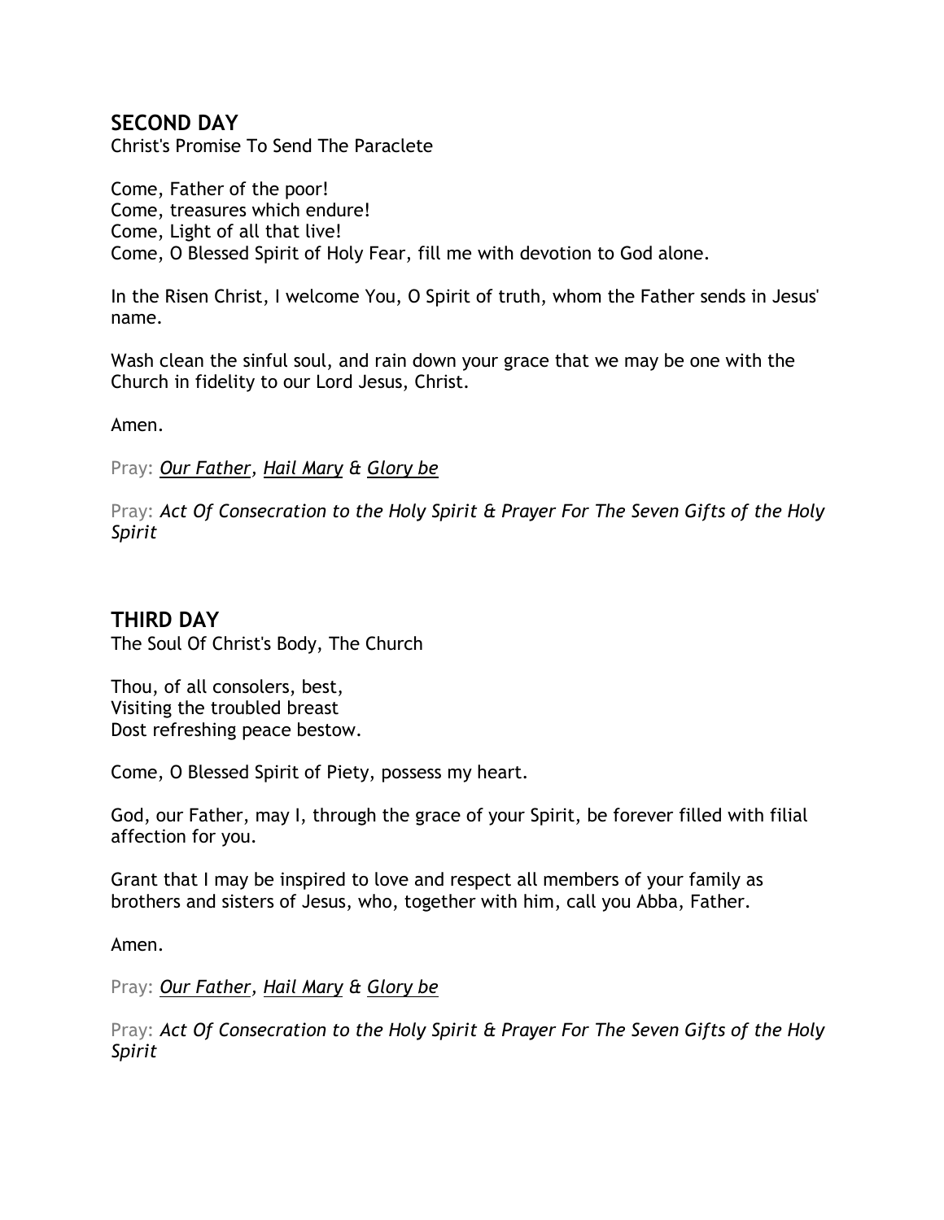## SECOND DAY

Christ's Promise To Send The Paraclete

Come, Father of the poor!  
Come, treasures which endure!  
Come, Light of all that live!  
Come, O Blessed Spirit of Holy Fear, fill me with devotion to God alone.

In the Risen Christ, I welcome You, O Spirit of truth, whom the Father sends in Jesus' name.

Wash clean the sinful soul, and rain down your grace that we may be one with the Church in fidelity to our Lord Jesus, Christ.

Amen.

Pray: *Our Father*, *Hail Mary* & *Glory be*

Pray: *Act Of Consecration to the Holy Spirit & Prayer For The Seven Gifts of the Holy Spirit*

## THIRD DAY

The Soul Of Christ's Body, The Church

Thou, of all consolers, best,  
Visiting the troubled breast  
Dost refreshing peace bestow.

Come, O Blessed Spirit of Piety, possess my heart.

God, our Father, may I, through the grace of your Spirit, be forever filled with filial affection for you.

Grant that I may be inspired to love and respect all members of your family as brothers and sisters of Jesus, who, together with him, call you Abba, Father.

Amen.

Pray: *Our Father*, *Hail Mary* & *Glory be*

Pray: *Act Of Consecration to the Holy Spirit & Prayer For The Seven Gifts of the Holy Spirit*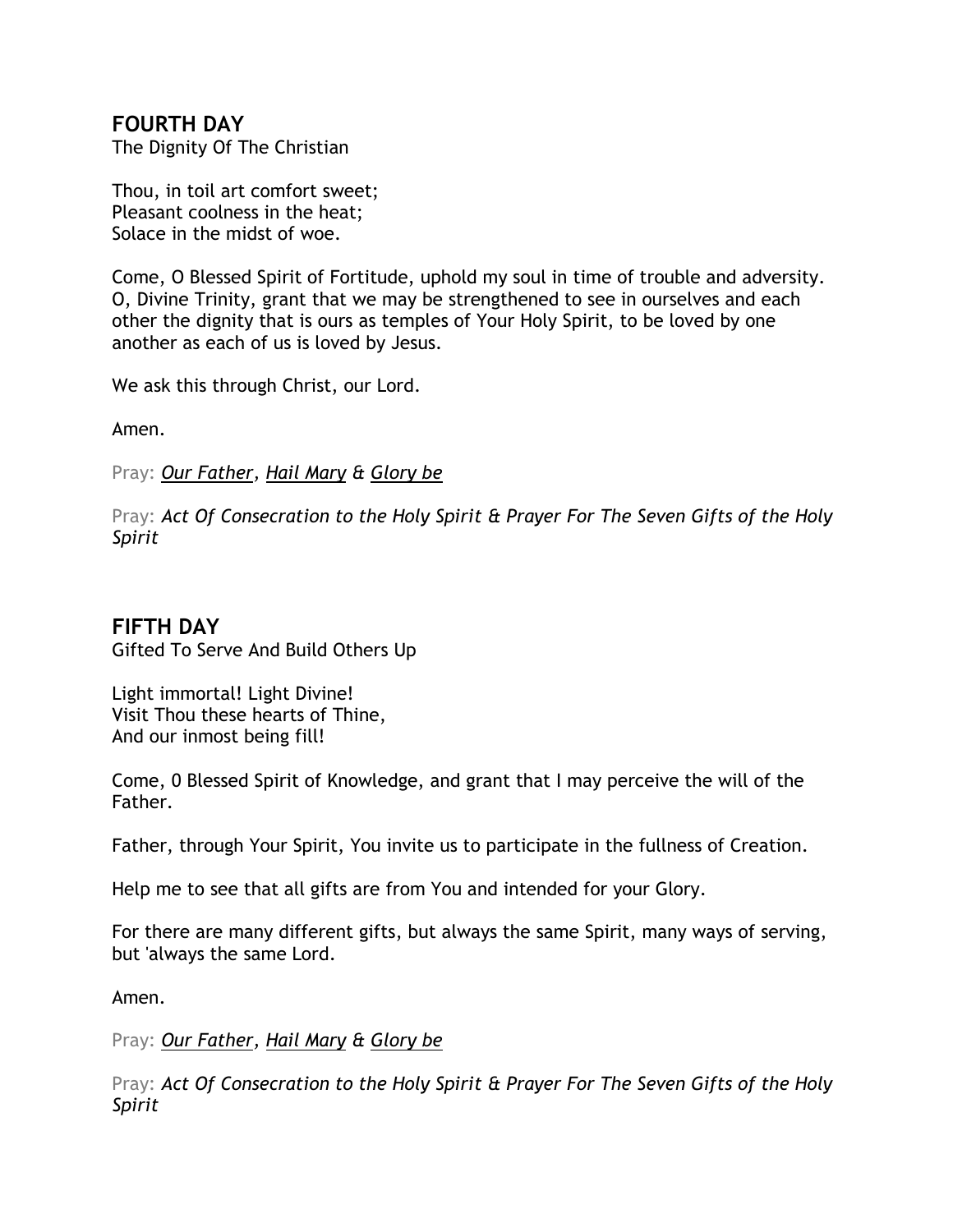## FOURTH DAY

The Dignity Of The Christian

Thou, in toil art comfort sweet;
Pleasant coolness in the heat;
Solace in the midst of woe.

Come, O Blessed Spirit of Fortitude, uphold my soul in time of trouble and adversity. O, Divine Trinity, grant that we may be strengthened to see in ourselves and each other the dignity that is ours as temples of Your Holy Spirit, to be loved by one another as each of us is loved by Jesus.

We ask this through Christ, our Lord.

Amen.

Pray: *Our Father*, *Hail Mary* & *Glory be*

Pray: *Act Of Consecration to the Holy Spirit & Prayer For The Seven Gifts of the Holy Spirit*

## FIFTH DAY

Gifted To Serve And Build Others Up

Light immortal! Light Divine!
Visit Thou these hearts of Thine,
And our inmost being fill!

Come, 0 Blessed Spirit of Knowledge, and grant that I may perceive the will of the Father.

Father, through Your Spirit, You invite us to participate in the fullness of Creation.

Help me to see that all gifts are from You and intended for your Glory.

For there are many different gifts, but always the same Spirit, many ways of serving, but 'always the same Lord.

Amen.

Pray: *Our Father*, *Hail Mary* & *Glory be*

Pray: *Act Of Consecration to the Holy Spirit & Prayer For The Seven Gifts of the Holy Spirit*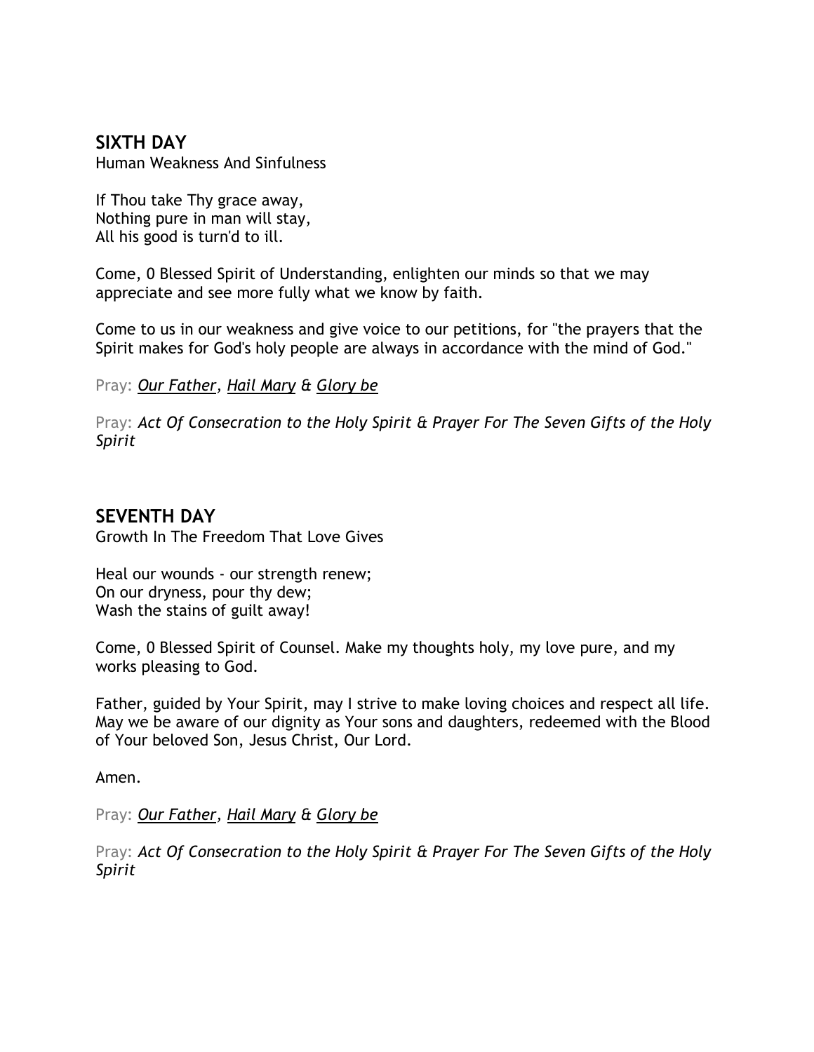## SIXTH DAY

Human Weakness And Sinfulness

If Thou take Thy grace away,  
Nothing pure in man will stay,  
All his good is turn'd to ill.

Come, 0 Blessed Spirit of Understanding, enlighten our minds so that we may appreciate and see more fully what we know by faith.

Come to us in our weakness and give voice to our petitions, for "the prayers that the Spirit makes for God's holy people are always in accordance with the mind of God."

Pray: *Our Father*, *Hail Mary* & *Glory be*

Pray: *Act Of Consecration to the Holy Spirit & Prayer For The Seven Gifts of the Holy Spirit*

## SEVENTH DAY

Growth In The Freedom That Love Gives

Heal our wounds - our strength renew;  
On our dryness, pour thy dew;  
Wash the stains of guilt away!

Come, 0 Blessed Spirit of Counsel. Make my thoughts holy, my love pure, and my works pleasing to God.

Father, guided by Your Spirit, may I strive to make loving choices and respect all life. May we be aware of our dignity as Your sons and daughters, redeemed with the Blood of Your beloved Son, Jesus Christ, Our Lord.

Amen.

Pray: *Our Father*, *Hail Mary* & *Glory be*

Pray: *Act Of Consecration to the Holy Spirit & Prayer For The Seven Gifts of the Holy Spirit*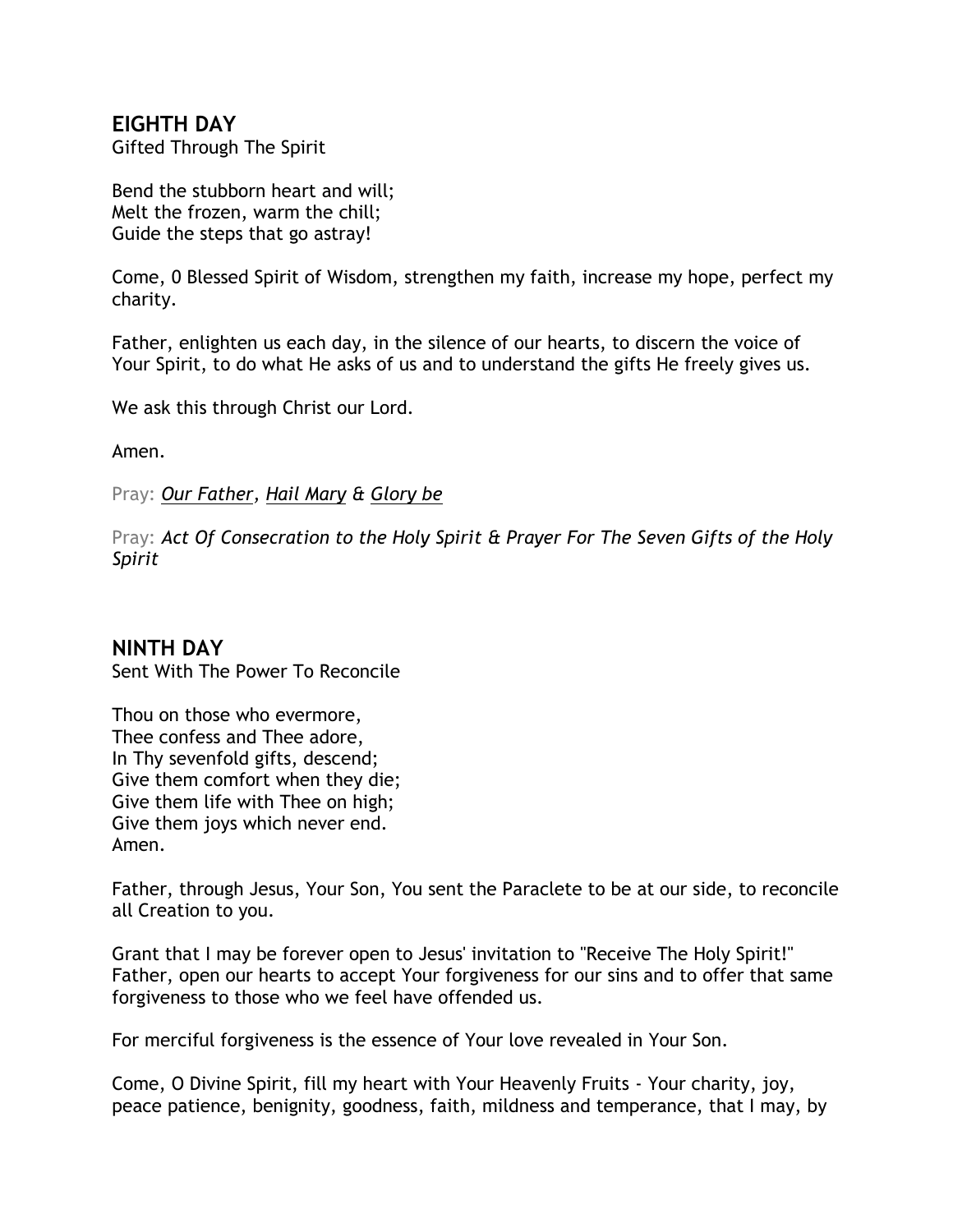## EIGHTH DAY

Gifted Through The Spirit

Bend the stubborn heart and will;  
Melt the frozen, warm the chill;  
Guide the steps that go astray!

Come, O Blessed Spirit of Wisdom, strengthen my faith, increase my hope, perfect my charity.

Father, enlighten us each day, in the silence of our hearts, to discern the voice of Your Spirit, to do what He asks of us and to understand the gifts He freely gives us.

We ask this through Christ our Lord.

Amen.

Pray: *Our Father, Hail Mary & Glory be*

Pray: *Act Of Consecration to the Holy Spirit & Prayer For The Seven Gifts of the Holy Spirit*

## NINTH DAY

Sent With The Power To Reconcile

Thou on those who evermore,  
Thee confess and Thee adore,  
In Thy sevenfold gifts, descend;  
Give them comfort when they die;  
Give them life with Thee on high;  
Give them joys which never end.  
Amen.

Father, through Jesus, Your Son, You sent the Paraclete to be at our side, to reconcile all Creation to you.

Grant that I may be forever open to Jesus' invitation to "Receive The Holy Spirit!" Father, open our hearts to accept Your forgiveness for our sins and to offer that same forgiveness to those who we feel have offended us.

For merciful forgiveness is the essence of Your love revealed in Your Son.

Come, O Divine Spirit, fill my heart with Your Heavenly Fruits - Your charity, joy, peace patience, benignity, goodness, faith, mildness and temperance, that I may, by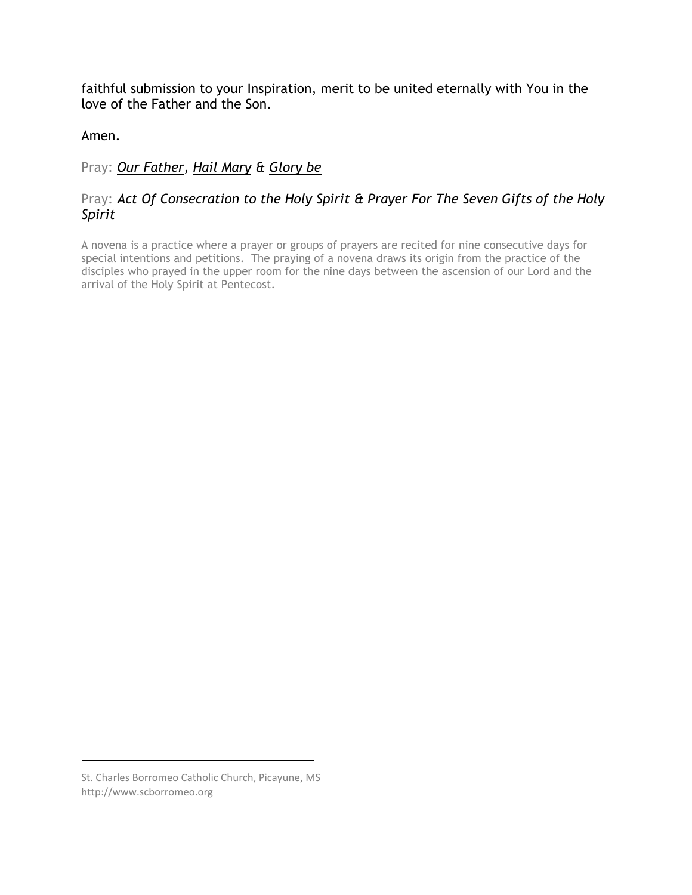faithful submission to your Inspiration, merit to be united eternally with You in the love of the Father and the Son.

Amen.

Pray: *Our Father*, *Hail Mary* & *Glory be*

Pray: *Act Of Consecration to the Holy Spirit & Prayer For The Seven Gifts of the Holy Spirit*

A novena is a practice where a prayer or groups of prayers are recited for nine consecutive days for special intentions and petitions. The praying of a novena draws its origin from the practice of the disciples who prayed in the upper room for the nine days between the ascension of our Lord and the arrival of the Holy Spirit at Pentecost.

St. Charles Borromeo Catholic Church, Picayune, MS
http://www.scborromeo.org